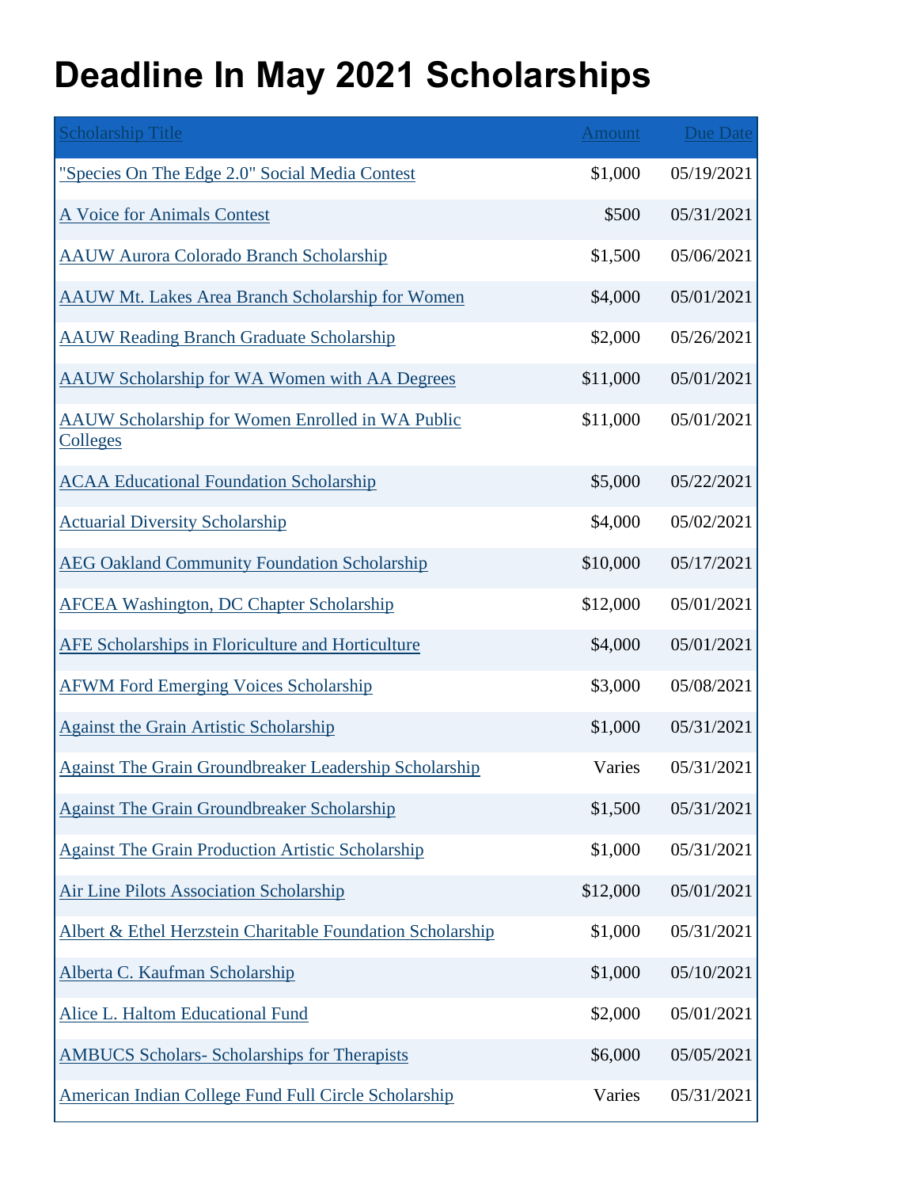# Deadline In May 2021 Scholarships

| Scholarship Title | Amount | Due Date |
|---|---|---|
| "Species On The Edge 2.0" Social Media Contest | $1,000 | 05/19/2021 |
| A Voice for Animals Contest | $500 | 05/31/2021 |
| AAUW Aurora Colorado Branch Scholarship | $1,500 | 05/06/2021 |
| AAUW Mt. Lakes Area Branch Scholarship for Women | $4,000 | 05/01/2021 |
| AAUW Reading Branch Graduate Scholarship | $2,000 | 05/26/2021 |
| AAUW Scholarship for WA Women with AA Degrees | $11,000 | 05/01/2021 |
| AAUW Scholarship for Women Enrolled in WA Public Colleges | $11,000 | 05/01/2021 |
| ACAA Educational Foundation Scholarship | $5,000 | 05/22/2021 |
| Actuarial Diversity Scholarship | $4,000 | 05/02/2021 |
| AEG Oakland Community Foundation Scholarship | $10,000 | 05/17/2021 |
| AFCEA Washington, DC Chapter Scholarship | $12,000 | 05/01/2021 |
| AFE Scholarships in Floriculture and Horticulture | $4,000 | 05/01/2021 |
| AFWM Ford Emerging Voices Scholarship | $3,000 | 05/08/2021 |
| Against the Grain Artistic Scholarship | $1,000 | 05/31/2021 |
| Against The Grain Groundbreaker Leadership Scholarship | Varies | 05/31/2021 |
| Against The Grain Groundbreaker Scholarship | $1,500 | 05/31/2021 |
| Against The Grain Production Artistic Scholarship | $1,000 | 05/31/2021 |
| Air Line Pilots Association Scholarship | $12,000 | 05/01/2021 |
| Albert & Ethel Herzstein Charitable Foundation Scholarship | $1,000 | 05/31/2021 |
| Alberta C. Kaufman Scholarship | $1,000 | 05/10/2021 |
| Alice L. Haltom Educational Fund | $2,000 | 05/01/2021 |
| AMBUCS Scholars- Scholarships for Therapists | $6,000 | 05/05/2021 |
| American Indian College Fund Full Circle Scholarship | Varies | 05/31/2021 |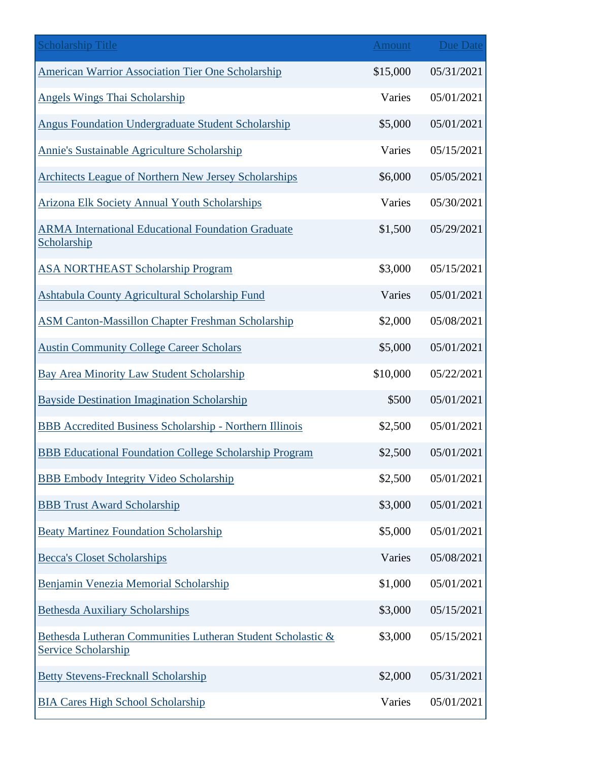| Scholarship Title | Amount | Due Date |
|---|---|---|
| American Warrior Association Tier One Scholarship | $15,000 | 05/31/2021 |
| Angels Wings Thai Scholarship | Varies | 05/01/2021 |
| Angus Foundation Undergraduate Student Scholarship | $5,000 | 05/01/2021 |
| Annie's Sustainable Agriculture Scholarship | Varies | 05/15/2021 |
| Architects League of Northern New Jersey Scholarships | $6,000 | 05/05/2021 |
| Arizona Elk Society Annual Youth Scholarships | Varies | 05/30/2021 |
| ARMA International Educational Foundation Graduate Scholarship | $1,500 | 05/29/2021 |
| ASA NORTHEAST Scholarship Program | $3,000 | 05/15/2021 |
| Ashtabula County Agricultural Scholarship Fund | Varies | 05/01/2021 |
| ASM Canton-Massillon Chapter Freshman Scholarship | $2,000 | 05/08/2021 |
| Austin Community College Career Scholars | $5,000 | 05/01/2021 |
| Bay Area Minority Law Student Scholarship | $10,000 | 05/22/2021 |
| Bayside Destination Imagination Scholarship | $500 | 05/01/2021 |
| BBB Accredited Business Scholarship - Northern Illinois | $2,500 | 05/01/2021 |
| BBB Educational Foundation College Scholarship Program | $2,500 | 05/01/2021 |
| BBB Embody Integrity Video Scholarship | $2,500 | 05/01/2021 |
| BBB Trust Award Scholarship | $3,000 | 05/01/2021 |
| Beaty Martinez Foundation Scholarship | $5,000 | 05/01/2021 |
| Becca's Closet Scholarships | Varies | 05/08/2021 |
| Benjamin Venezia Memorial Scholarship | $1,000 | 05/01/2021 |
| Bethesda Auxiliary Scholarships | $3,000 | 05/15/2021 |
| Bethesda Lutheran Communities Lutheran Student Scholastic & Service Scholarship | $3,000 | 05/15/2021 |
| Betty Stevens-Frecknall Scholarship | $2,000 | 05/31/2021 |
| BIA Cares High School Scholarship | Varies | 05/01/2021 |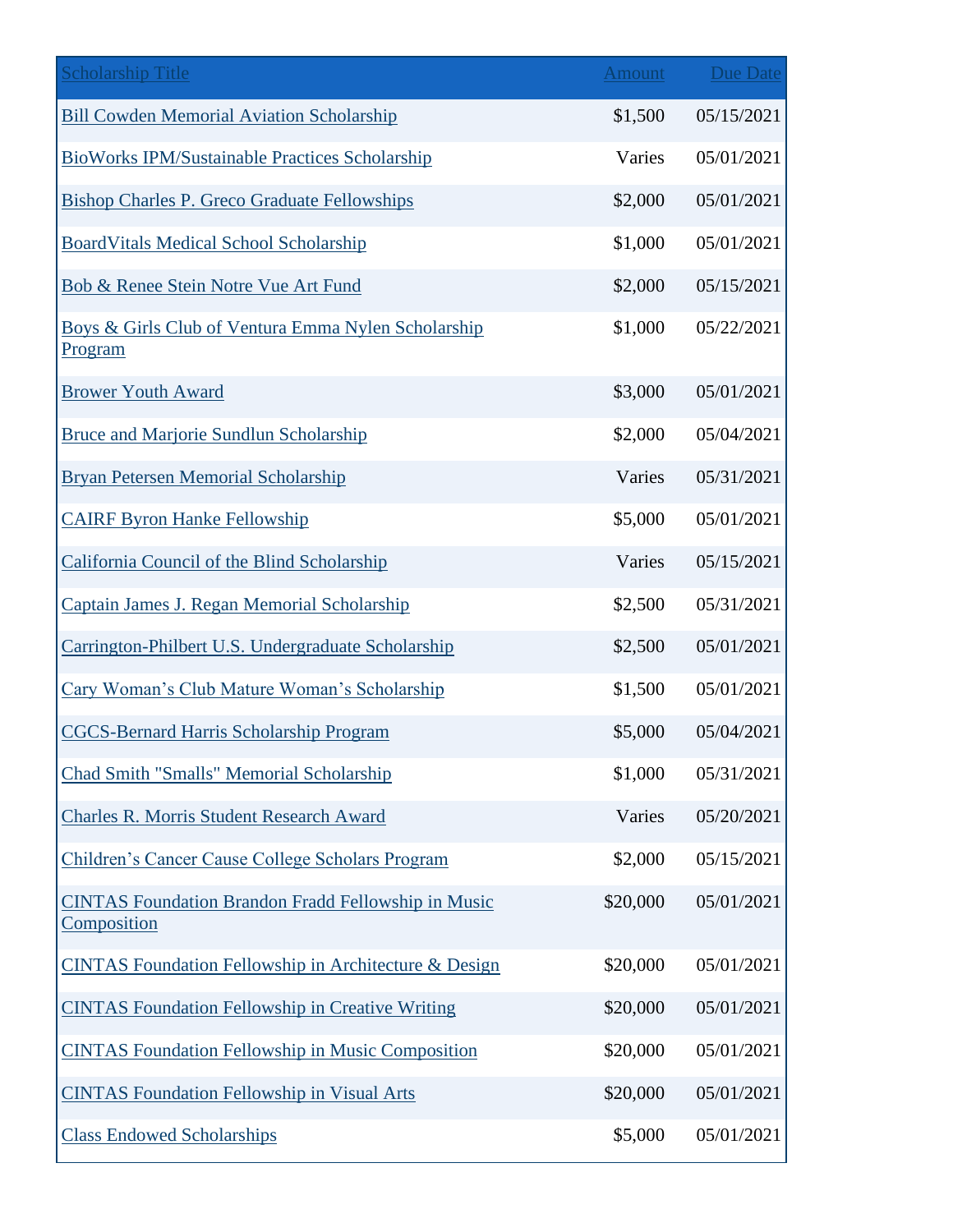| Scholarship Title | Amount | Due Date |
|---|---|---|
| Bill Cowden Memorial Aviation Scholarship | $1,500 | 05/15/2021 |
| BioWorks IPM/Sustainable Practices Scholarship | Varies | 05/01/2021 |
| Bishop Charles P. Greco Graduate Fellowships | $2,000 | 05/01/2021 |
| BoardVitals Medical School Scholarship | $1,000 | 05/01/2021 |
| Bob & Renee Stein Notre Vue Art Fund | $2,000 | 05/15/2021 |
| Boys & Girls Club of Ventura Emma Nylen Scholarship Program | $1,000 | 05/22/2021 |
| Brower Youth Award | $3,000 | 05/01/2021 |
| Bruce and Marjorie Sundlun Scholarship | $2,000 | 05/04/2021 |
| Bryan Petersen Memorial Scholarship | Varies | 05/31/2021 |
| CAIRF Byron Hanke Fellowship | $5,000 | 05/01/2021 |
| California Council of the Blind Scholarship | Varies | 05/15/2021 |
| Captain James J. Regan Memorial Scholarship | $2,500 | 05/31/2021 |
| Carrington-Philbert U.S. Undergraduate Scholarship | $2,500 | 05/01/2021 |
| Cary Woman’s Club Mature Woman’s Scholarship | $1,500 | 05/01/2021 |
| CGCS-Bernard Harris Scholarship Program | $5,000 | 05/04/2021 |
| Chad Smith "Smalls" Memorial Scholarship | $1,000 | 05/31/2021 |
| Charles R. Morris Student Research Award | Varies | 05/20/2021 |
| Children’s Cancer Cause College Scholars Program | $2,000 | 05/15/2021 |
| CINTAS Foundation Brandon Fradd Fellowship in Music Composition | $20,000 | 05/01/2021 |
| CINTAS Foundation Fellowship in Architecture & Design | $20,000 | 05/01/2021 |
| CINTAS Foundation Fellowship in Creative Writing | $20,000 | 05/01/2021 |
| CINTAS Foundation Fellowship in Music Composition | $20,000 | 05/01/2021 |
| CINTAS Foundation Fellowship in Visual Arts | $20,000 | 05/01/2021 |
| Class Endowed Scholarships | $5,000 | 05/01/2021 |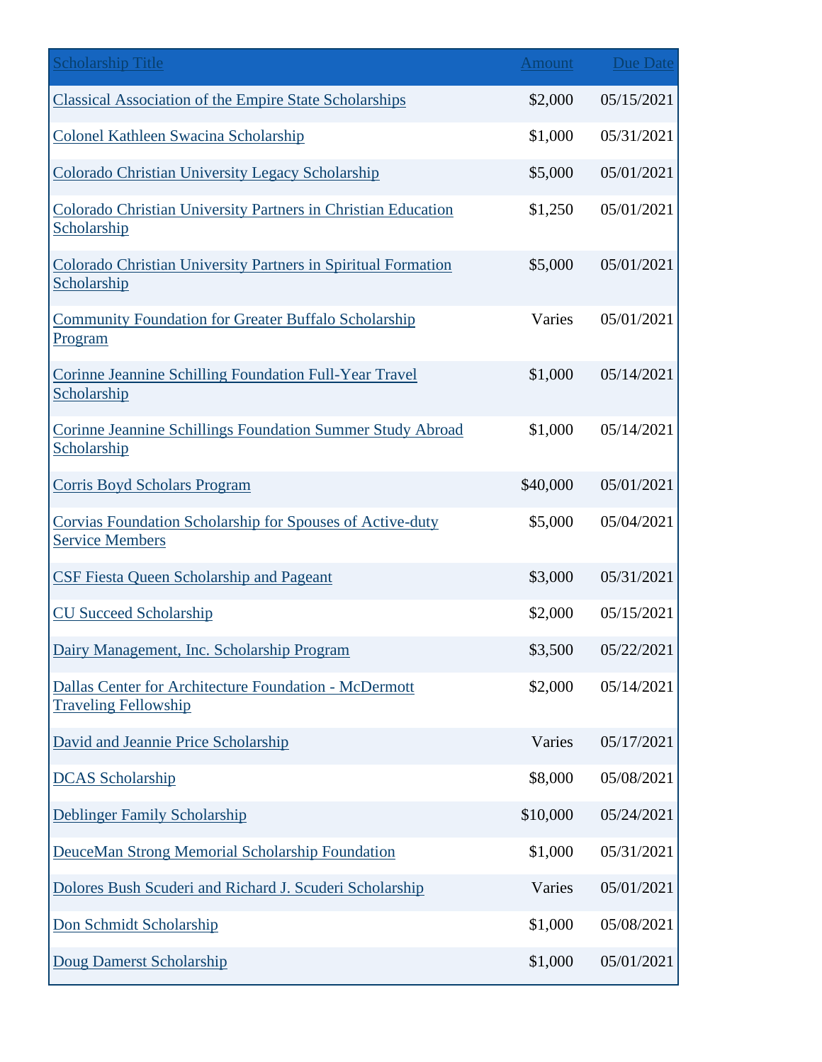| Scholarship Title | Amount | Due Date |
|---|---|---|
| Classical Association of the Empire State Scholarships | $2,000 | 05/15/2021 |
| Colonel Kathleen Swacina Scholarship | $1,000 | 05/31/2021 |
| Colorado Christian University Legacy Scholarship | $5,000 | 05/01/2021 |
| Colorado Christian University Partners in Christian Education Scholarship | $1,250 | 05/01/2021 |
| Colorado Christian University Partners in Spiritual Formation Scholarship | $5,000 | 05/01/2021 |
| Community Foundation for Greater Buffalo Scholarship Program | Varies | 05/01/2021 |
| Corinne Jeannine Schilling Foundation Full-Year Travel Scholarship | $1,000 | 05/14/2021 |
| Corinne Jeannine Schillings Foundation Summer Study Abroad Scholarship | $1,000 | 05/14/2021 |
| Corris Boyd Scholars Program | $40,000 | 05/01/2021 |
| Corvias Foundation Scholarship for Spouses of Active-duty Service Members | $5,000 | 05/04/2021 |
| CSF Fiesta Queen Scholarship and Pageant | $3,000 | 05/31/2021 |
| CU Succeed Scholarship | $2,000 | 05/15/2021 |
| Dairy Management, Inc. Scholarship Program | $3,500 | 05/22/2021 |
| Dallas Center for Architecture Foundation - McDermott Traveling Fellowship | $2,000 | 05/14/2021 |
| David and Jeannie Price Scholarship | Varies | 05/17/2021 |
| DCAS Scholarship | $8,000 | 05/08/2021 |
| Deblinger Family Scholarship | $10,000 | 05/24/2021 |
| DeuceMan Strong Memorial Scholarship Foundation | $1,000 | 05/31/2021 |
| Dolores Bush Scuderi and Richard J. Scuderi Scholarship | Varies | 05/01/2021 |
| Don Schmidt Scholarship | $1,000 | 05/08/2021 |
| Doug Damerst Scholarship | $1,000 | 05/01/2021 |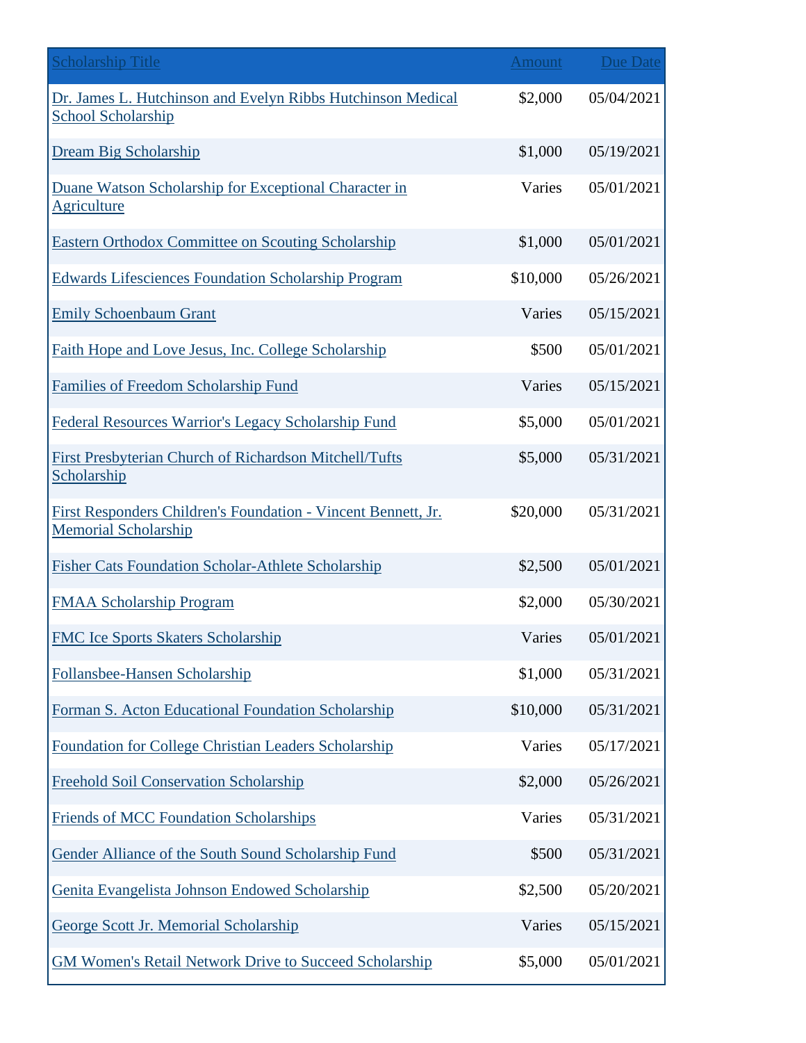| Scholarship Title | Amount | Due Date |
|---|---|---|
| Dr. James L. Hutchinson and Evelyn Ribbs Hutchinson Medical School Scholarship | $2,000 | 05/04/2021 |
| Dream Big Scholarship | $1,000 | 05/19/2021 |
| Duane Watson Scholarship for Exceptional Character in Agriculture | Varies | 05/01/2021 |
| Eastern Orthodox Committee on Scouting Scholarship | $1,000 | 05/01/2021 |
| Edwards Lifesciences Foundation Scholarship Program | $10,000 | 05/26/2021 |
| Emily Schoenbaum Grant | Varies | 05/15/2021 |
| Faith Hope and Love Jesus, Inc. College Scholarship | $500 | 05/01/2021 |
| Families of Freedom Scholarship Fund | Varies | 05/15/2021 |
| Federal Resources Warrior's Legacy Scholarship Fund | $5,000 | 05/01/2021 |
| First Presbyterian Church of Richardson Mitchell/Tufts Scholarship | $5,000 | 05/31/2021 |
| First Responders Children's Foundation - Vincent Bennett, Jr. Memorial Scholarship | $20,000 | 05/31/2021 |
| Fisher Cats Foundation Scholar-Athlete Scholarship | $2,500 | 05/01/2021 |
| FMAA Scholarship Program | $2,000 | 05/30/2021 |
| FMC Ice Sports Skaters Scholarship | Varies | 05/01/2021 |
| Follansbee-Hansen Scholarship | $1,000 | 05/31/2021 |
| Forman S. Acton Educational Foundation Scholarship | $10,000 | 05/31/2021 |
| Foundation for College Christian Leaders Scholarship | Varies | 05/17/2021 |
| Freehold Soil Conservation Scholarship | $2,000 | 05/26/2021 |
| Friends of MCC Foundation Scholarships | Varies | 05/31/2021 |
| Gender Alliance of the South Sound Scholarship Fund | $500 | 05/31/2021 |
| Genita Evangelista Johnson Endowed Scholarship | $2,500 | 05/20/2021 |
| George Scott Jr. Memorial Scholarship | Varies | 05/15/2021 |
| GM Women's Retail Network Drive to Succeed Scholarship | $5,000 | 05/01/2021 |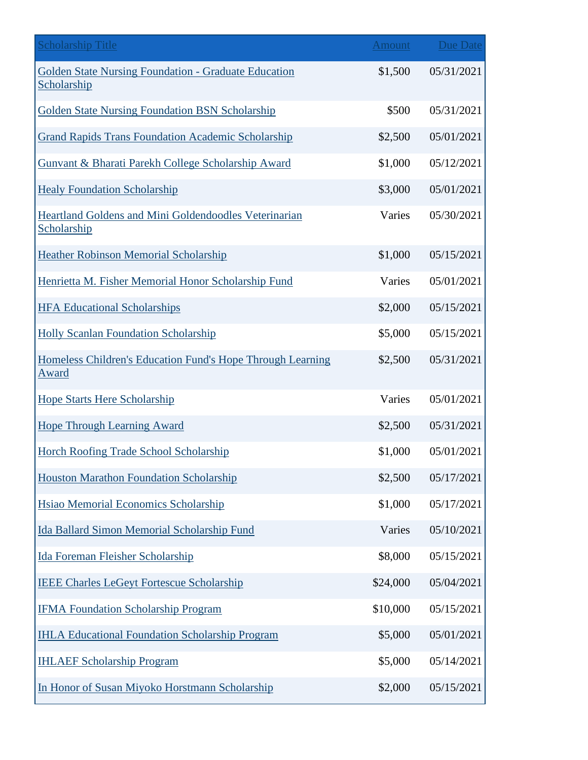| Scholarship Title | Amount | Due Date |
| --- | --- | --- |
| Golden State Nursing Foundation - Graduate Education Scholarship | $1,500 | 05/31/2021 |
| Golden State Nursing Foundation BSN Scholarship | $500 | 05/31/2021 |
| Grand Rapids Trans Foundation Academic Scholarship | $2,500 | 05/01/2021 |
| Gunvant & Bharati Parekh College Scholarship Award | $1,000 | 05/12/2021 |
| Healy Foundation Scholarship | $3,000 | 05/01/2021 |
| Heartland Goldens and Mini Goldendoodles Veterinarian Scholarship | Varies | 05/30/2021 |
| Heather Robinson Memorial Scholarship | $1,000 | 05/15/2021 |
| Henrietta M. Fisher Memorial Honor Scholarship Fund | Varies | 05/01/2021 |
| HFA Educational Scholarships | $2,000 | 05/15/2021 |
| Holly Scanlan Foundation Scholarship | $5,000 | 05/15/2021 |
| Homeless Children's Education Fund's Hope Through Learning Award | $2,500 | 05/31/2021 |
| Hope Starts Here Scholarship | Varies | 05/01/2021 |
| Hope Through Learning Award | $2,500 | 05/31/2021 |
| Horch Roofing Trade School Scholarship | $1,000 | 05/01/2021 |
| Houston Marathon Foundation Scholarship | $2,500 | 05/17/2021 |
| Hsiao Memorial Economics Scholarship | $1,000 | 05/17/2021 |
| Ida Ballard Simon Memorial Scholarship Fund | Varies | 05/10/2021 |
| Ida Foreman Fleisher Scholarship | $8,000 | 05/15/2021 |
| IEEE Charles LeGeyt Fortescue Scholarship | $24,000 | 05/04/2021 |
| IFMA Foundation Scholarship Program | $10,000 | 05/15/2021 |
| IHLA Educational Foundation Scholarship Program | $5,000 | 05/01/2021 |
| IHLAEF Scholarship Program | $5,000 | 05/14/2021 |
| In Honor of Susan Miyoko Horstmann Scholarship | $2,000 | 05/15/2021 |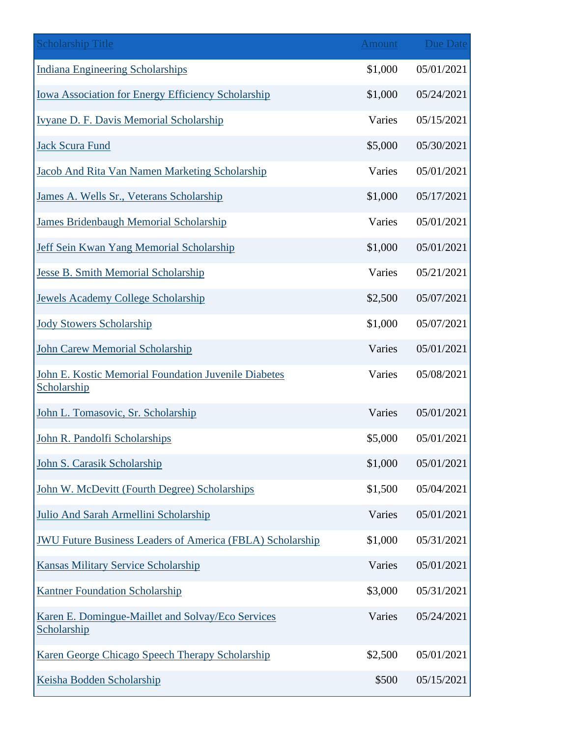| Scholarship Title | Amount | Due Date |
|---|---|---|
| Indiana Engineering Scholarships | $1,000 | 05/01/2021 |
| Iowa Association for Energy Efficiency Scholarship | $1,000 | 05/24/2021 |
| Ivyane D. F. Davis Memorial Scholarship | Varies | 05/15/2021 |
| Jack Scura Fund | $5,000 | 05/30/2021 |
| Jacob And Rita Van Namen Marketing Scholarship | Varies | 05/01/2021 |
| James A. Wells Sr., Veterans Scholarship | $1,000 | 05/17/2021 |
| James Bridenbaugh Memorial Scholarship | Varies | 05/01/2021 |
| Jeff Sein Kwan Yang Memorial Scholarship | $1,000 | 05/01/2021 |
| Jesse B. Smith Memorial Scholarship | Varies | 05/21/2021 |
| Jewels Academy College Scholarship | $2,500 | 05/07/2021 |
| Jody Stowers Scholarship | $1,000 | 05/07/2021 |
| John Carew Memorial Scholarship | Varies | 05/01/2021 |
| John E. Kostic Memorial Foundation Juvenile Diabetes Scholarship | Varies | 05/08/2021 |
| John L. Tomasovic, Sr. Scholarship | Varies | 05/01/2021 |
| John R. Pandolfi Scholarships | $5,000 | 05/01/2021 |
| John S. Carasik Scholarship | $1,000 | 05/01/2021 |
| John W. McDevitt (Fourth Degree) Scholarships | $1,500 | 05/04/2021 |
| Julio And Sarah Armellini Scholarship | Varies | 05/01/2021 |
| JWU Future Business Leaders of America (FBLA) Scholarship | $1,000 | 05/31/2021 |
| Kansas Military Service Scholarship | Varies | 05/01/2021 |
| Kantner Foundation Scholarship | $3,000 | 05/31/2021 |
| Karen E. Domingue-Maillet and Solvay/Eco Services Scholarship | Varies | 05/24/2021 |
| Karen George Chicago Speech Therapy Scholarship | $2,500 | 05/01/2021 |
| Keisha Bodden Scholarship | $500 | 05/15/2021 |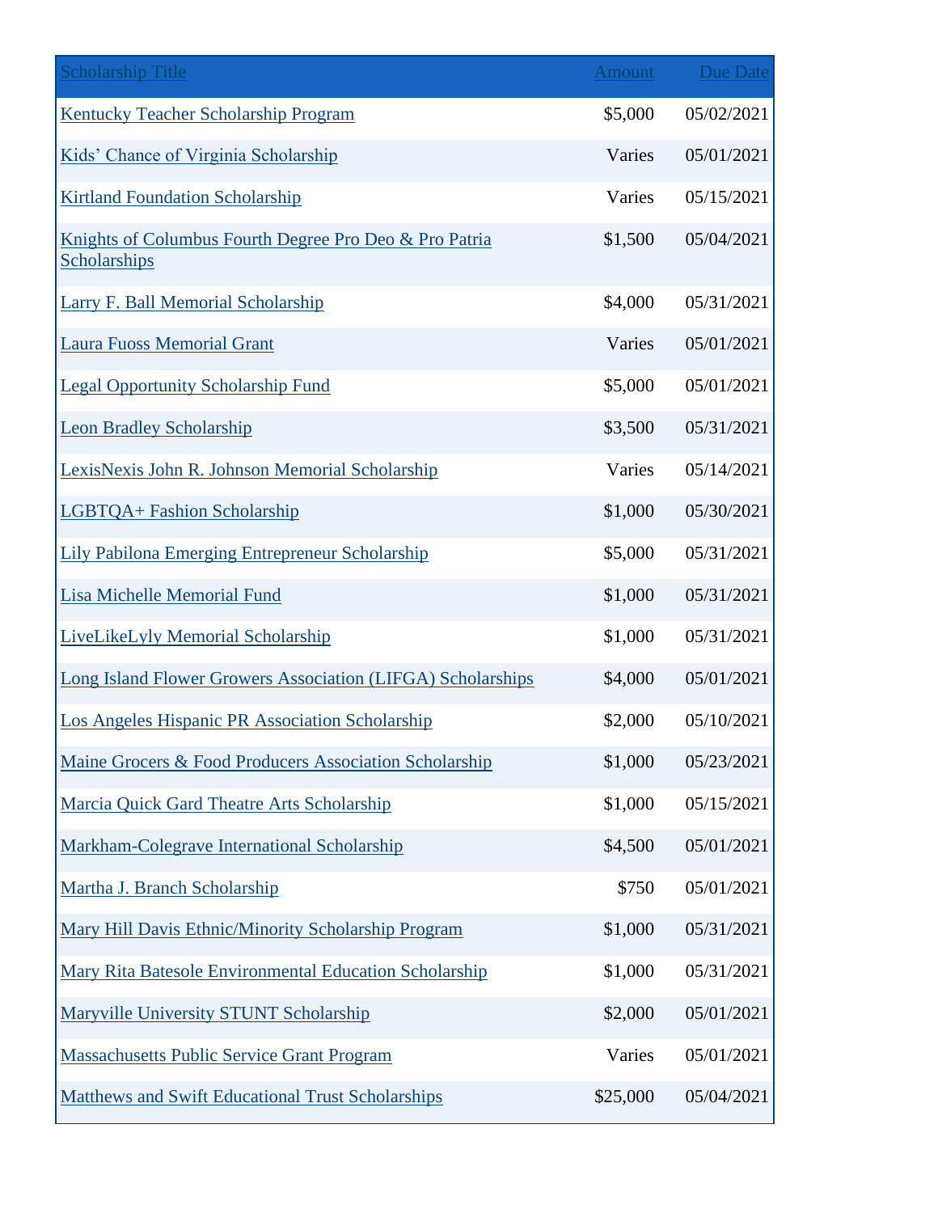| Scholarship Title | Amount | Due Date |
| --- | --- | --- |
| Kentucky Teacher Scholarship Program | $5,000 | 05/02/2021 |
| Kids' Chance of Virginia Scholarship | Varies | 05/01/2021 |
| Kirtland Foundation Scholarship | Varies | 05/15/2021 |
| Knights of Columbus Fourth Degree Pro Deo & Pro Patria Scholarships | $1,500 | 05/04/2021 |
| Larry F. Ball Memorial Scholarship | $4,000 | 05/31/2021 |
| Laura Fuoss Memorial Grant | Varies | 05/01/2021 |
| Legal Opportunity Scholarship Fund | $5,000 | 05/01/2021 |
| Leon Bradley Scholarship | $3,500 | 05/31/2021 |
| LexisNexis John R. Johnson Memorial Scholarship | Varies | 05/14/2021 |
| LGBTQA+ Fashion Scholarship | $1,000 | 05/30/2021 |
| Lily Pabilona Emerging Entrepreneur Scholarship | $5,000 | 05/31/2021 |
| Lisa Michelle Memorial Fund | $1,000 | 05/31/2021 |
| LiveLikeLyly Memorial Scholarship | $1,000 | 05/31/2021 |
| Long Island Flower Growers Association (LIFGA) Scholarships | $4,000 | 05/01/2021 |
| Los Angeles Hispanic PR Association Scholarship | $2,000 | 05/10/2021 |
| Maine Grocers & Food Producers Association Scholarship | $1,000 | 05/23/2021 |
| Marcia Quick Gard Theatre Arts Scholarship | $1,000 | 05/15/2021 |
| Markham-Colegrave International Scholarship | $4,500 | 05/01/2021 |
| Martha J. Branch Scholarship | $750 | 05/01/2021 |
| Mary Hill Davis Ethnic/Minority Scholarship Program | $1,000 | 05/31/2021 |
| Mary Rita Batesole Environmental Education Scholarship | $1,000 | 05/31/2021 |
| Maryville University STUNT Scholarship | $2,000 | 05/01/2021 |
| Massachusetts Public Service Grant Program | Varies | 05/01/2021 |
| Matthews and Swift Educational Trust Scholarships | $25,000 | 05/04/2021 |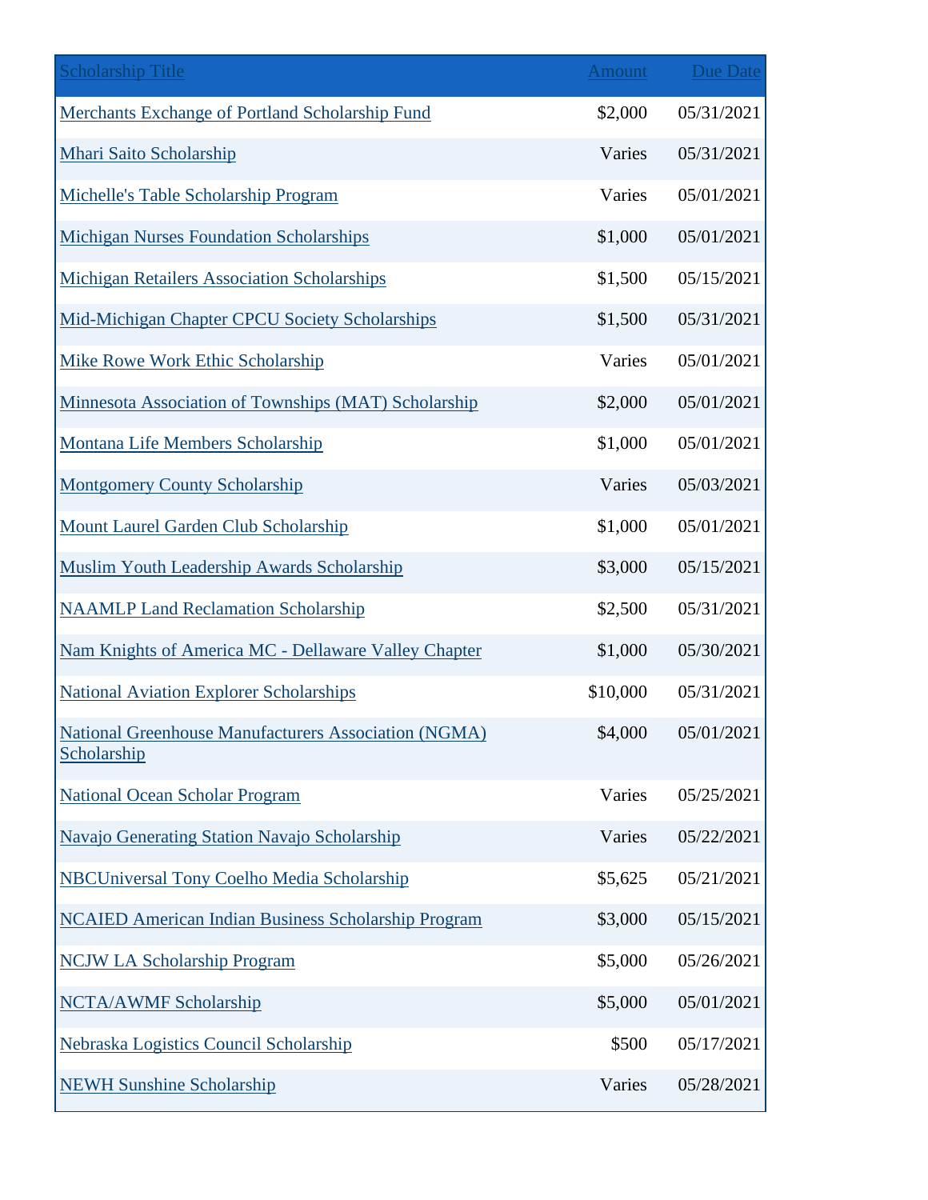| Scholarship Title | Amount | Due Date |
|---|---|---|
| Merchants Exchange of Portland Scholarship Fund | $2,000 | 05/31/2021 |
| Mhari Saito Scholarship | Varies | 05/31/2021 |
| Michelle's Table Scholarship Program | Varies | 05/01/2021 |
| Michigan Nurses Foundation Scholarships | $1,000 | 05/01/2021 |
| Michigan Retailers Association Scholarships | $1,500 | 05/15/2021 |
| Mid-Michigan Chapter CPCU Society Scholarships | $1,500 | 05/31/2021 |
| Mike Rowe Work Ethic Scholarship | Varies | 05/01/2021 |
| Minnesota Association of Townships (MAT) Scholarship | $2,000 | 05/01/2021 |
| Montana Life Members Scholarship | $1,000 | 05/01/2021 |
| Montgomery County Scholarship | Varies | 05/03/2021 |
| Mount Laurel Garden Club Scholarship | $1,000 | 05/01/2021 |
| Muslim Youth Leadership Awards Scholarship | $3,000 | 05/15/2021 |
| NAAMLP Land Reclamation Scholarship | $2,500 | 05/31/2021 |
| Nam Knights of America MC - Dellaware Valley Chapter | $1,000 | 05/30/2021 |
| National Aviation Explorer Scholarships | $10,000 | 05/31/2021 |
| National Greenhouse Manufacturers Association (NGMA) Scholarship | $4,000 | 05/01/2021 |
| National Ocean Scholar Program | Varies | 05/25/2021 |
| Navajo Generating Station Navajo Scholarship | Varies | 05/22/2021 |
| NBCUniversal Tony Coelho Media Scholarship | $5,625 | 05/21/2021 |
| NCAIED American Indian Business Scholarship Program | $3,000 | 05/15/2021 |
| NCJW LA Scholarship Program | $5,000 | 05/26/2021 |
| NCTA/AWMF Scholarship | $5,000 | 05/01/2021 |
| Nebraska Logistics Council Scholarship | $500 | 05/17/2021 |
| NEWH Sunshine Scholarship | Varies | 05/28/2021 |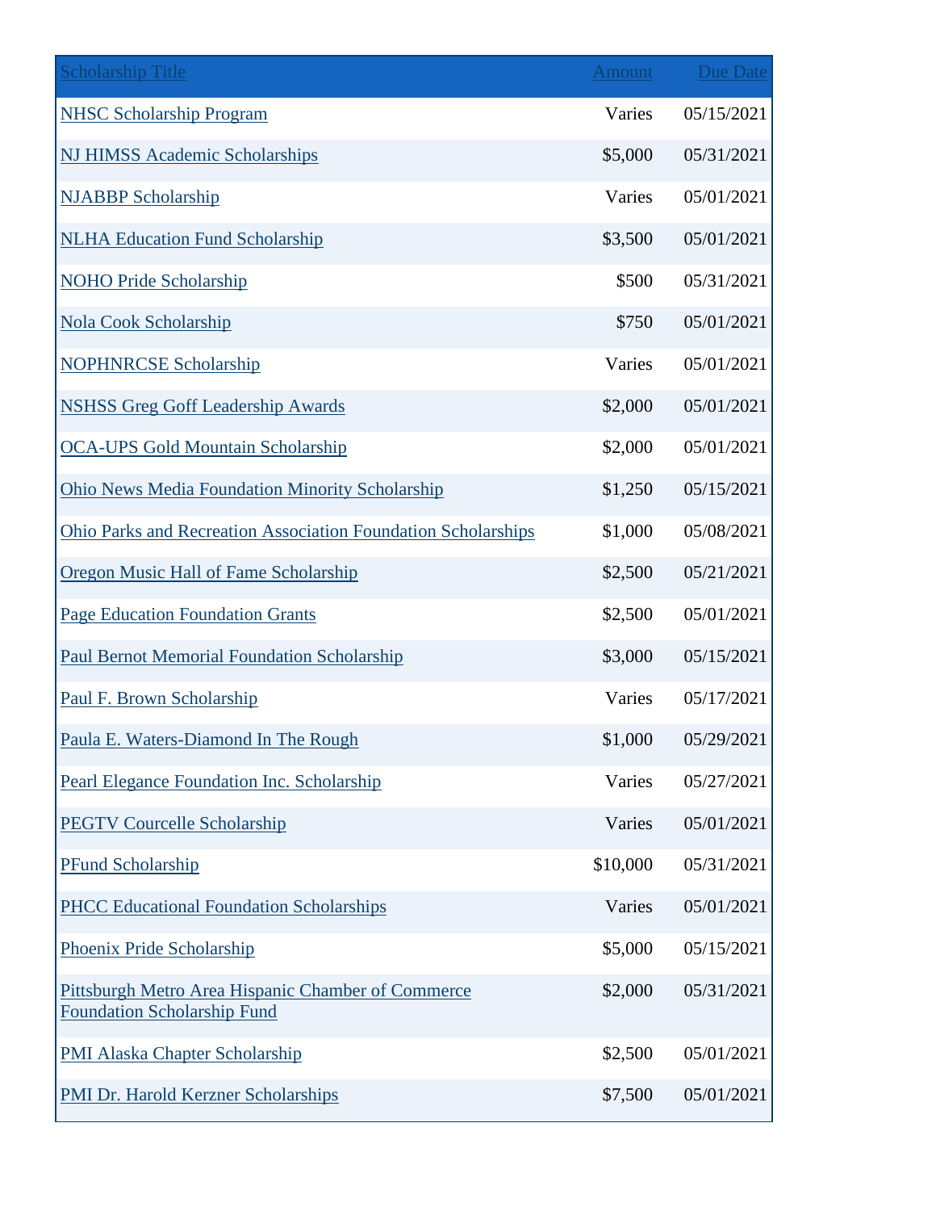| Scholarship Title | Amount | Due Date |
|---|---|---|
| NHSC Scholarship Program | Varies | 05/15/2021 |
| NJ HIMSS Academic Scholarships | $5,000 | 05/31/2021 |
| NJABBP Scholarship | Varies | 05/01/2021 |
| NLHA Education Fund Scholarship | $3,500 | 05/01/2021 |
| NOHO Pride Scholarship | $500 | 05/31/2021 |
| Nola Cook Scholarship | $750 | 05/01/2021 |
| NOPHNRCSE Scholarship | Varies | 05/01/2021 |
| NSHSS Greg Goff Leadership Awards | $2,000 | 05/01/2021 |
| OCA-UPS Gold Mountain Scholarship | $2,000 | 05/01/2021 |
| Ohio News Media Foundation Minority Scholarship | $1,250 | 05/15/2021 |
| Ohio Parks and Recreation Association Foundation Scholarships | $1,000 | 05/08/2021 |
| Oregon Music Hall of Fame Scholarship | $2,500 | 05/21/2021 |
| Page Education Foundation Grants | $2,500 | 05/01/2021 |
| Paul Bernot Memorial Foundation Scholarship | $3,000 | 05/15/2021 |
| Paul F. Brown Scholarship | Varies | 05/17/2021 |
| Paula E. Waters-Diamond In The Rough | $1,000 | 05/29/2021 |
| Pearl Elegance Foundation Inc. Scholarship | Varies | 05/27/2021 |
| PEGTV Courcelle Scholarship | Varies | 05/01/2021 |
| PFund Scholarship | $10,000 | 05/31/2021 |
| PHCC Educational Foundation Scholarships | Varies | 05/01/2021 |
| Phoenix Pride Scholarship | $5,000 | 05/15/2021 |
| Pittsburgh Metro Area Hispanic Chamber of Commerce Foundation Scholarship Fund | $2,000 | 05/31/2021 |
| PMI Alaska Chapter Scholarship | $2,500 | 05/01/2021 |
| PMI Dr. Harold Kerzner Scholarships | $7,500 | 05/01/2021 |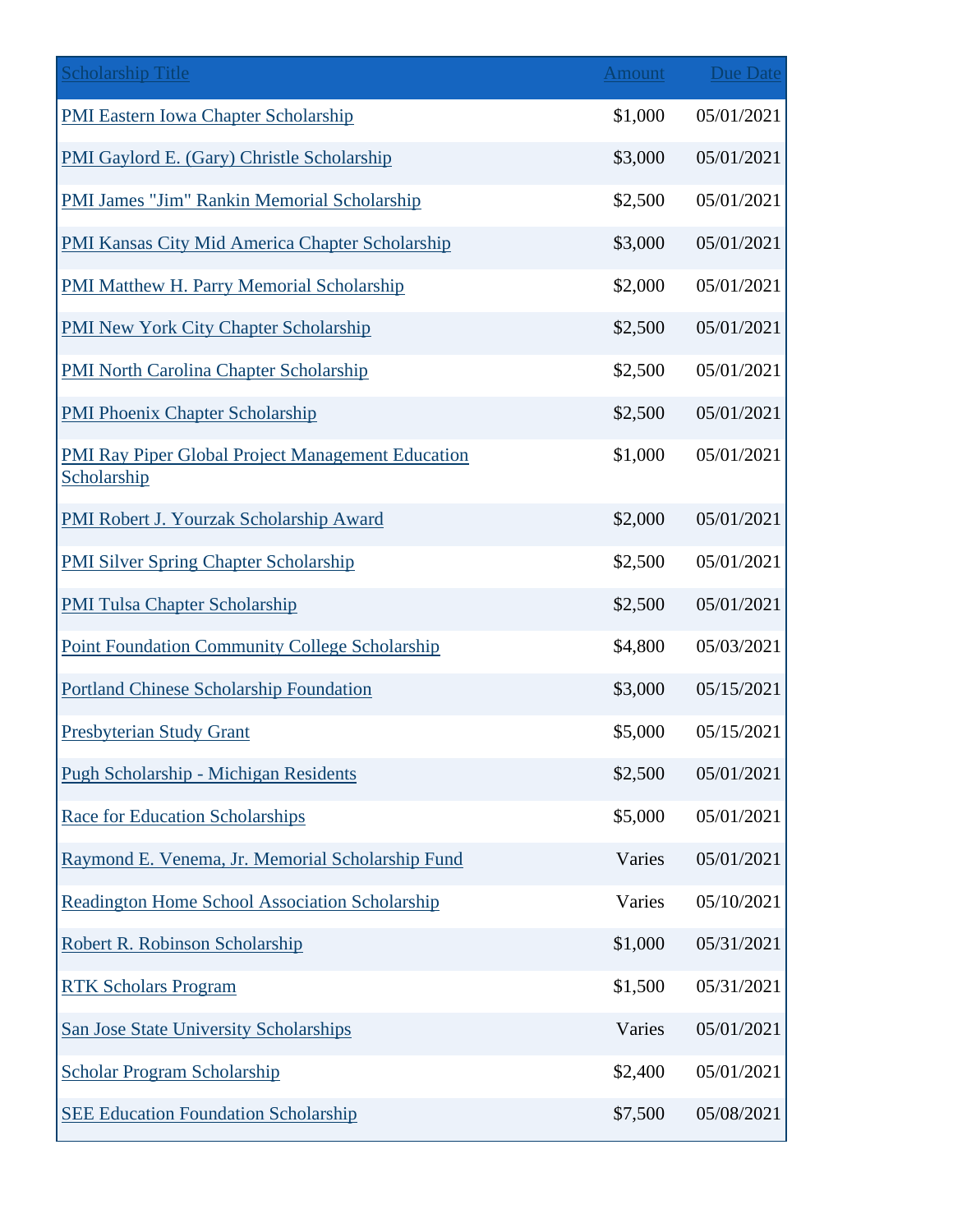| Scholarship Title | Amount | Due Date |
|---|---|---|
| PMI Eastern Iowa Chapter Scholarship | $1,000 | 05/01/2021 |
| PMI Gaylord E. (Gary) Christle Scholarship | $3,000 | 05/01/2021 |
| PMI James "Jim" Rankin Memorial Scholarship | $2,500 | 05/01/2021 |
| PMI Kansas City Mid America Chapter Scholarship | $3,000 | 05/01/2021 |
| PMI Matthew H. Parry Memorial Scholarship | $2,000 | 05/01/2021 |
| PMI New York City Chapter Scholarship | $2,500 | 05/01/2021 |
| PMI North Carolina Chapter Scholarship | $2,500 | 05/01/2021 |
| PMI Phoenix Chapter Scholarship | $2,500 | 05/01/2021 |
| PMI Ray Piper Global Project Management Education Scholarship | $1,000 | 05/01/2021 |
| PMI Robert J. Yourzak Scholarship Award | $2,000 | 05/01/2021 |
| PMI Silver Spring Chapter Scholarship | $2,500 | 05/01/2021 |
| PMI Tulsa Chapter Scholarship | $2,500 | 05/01/2021 |
| Point Foundation Community College Scholarship | $4,800 | 05/03/2021 |
| Portland Chinese Scholarship Foundation | $3,000 | 05/15/2021 |
| Presbyterian Study Grant | $5,000 | 05/15/2021 |
| Pugh Scholarship - Michigan Residents | $2,500 | 05/01/2021 |
| Race for Education Scholarships | $5,000 | 05/01/2021 |
| Raymond E. Venema, Jr. Memorial Scholarship Fund | Varies | 05/01/2021 |
| Readington Home School Association Scholarship | Varies | 05/10/2021 |
| Robert R. Robinson Scholarship | $1,000 | 05/31/2021 |
| RTK Scholars Program | $1,500 | 05/31/2021 |
| San Jose State University Scholarships | Varies | 05/01/2021 |
| Scholar Program Scholarship | $2,400 | 05/01/2021 |
| SEE Education Foundation Scholarship | $7,500 | 05/08/2021 |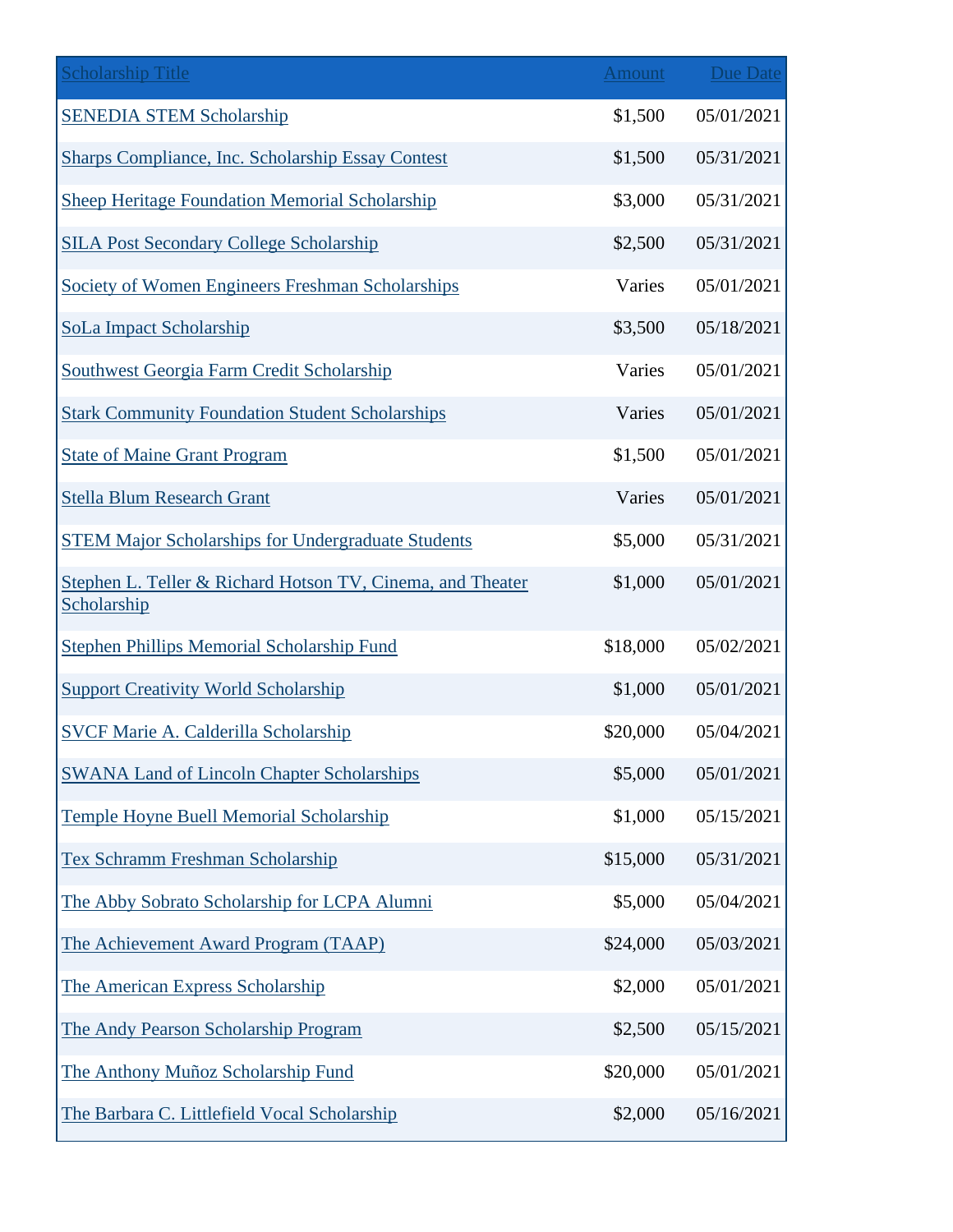| Scholarship Title | Amount | Due Date |
| --- | --- | --- |
| SENEDIA STEM Scholarship | $1,500 | 05/01/2021 |
| Sharps Compliance, Inc. Scholarship Essay Contest | $1,500 | 05/31/2021 |
| Sheep Heritage Foundation Memorial Scholarship | $3,000 | 05/31/2021 |
| SILA Post Secondary College Scholarship | $2,500 | 05/31/2021 |
| Society of Women Engineers Freshman Scholarships | Varies | 05/01/2021 |
| SoLa Impact Scholarship | $3,500 | 05/18/2021 |
| Southwest Georgia Farm Credit Scholarship | Varies | 05/01/2021 |
| Stark Community Foundation Student Scholarships | Varies | 05/01/2021 |
| State of Maine Grant Program | $1,500 | 05/01/2021 |
| Stella Blum Research Grant | Varies | 05/01/2021 |
| STEM Major Scholarships for Undergraduate Students | $5,000 | 05/31/2021 |
| Stephen L. Teller & Richard Hotson TV, Cinema, and Theater Scholarship | $1,000 | 05/01/2021 |
| Stephen Phillips Memorial Scholarship Fund | $18,000 | 05/02/2021 |
| Support Creativity World Scholarship | $1,000 | 05/01/2021 |
| SVCF Marie A. Calderilla Scholarship | $20,000 | 05/04/2021 |
| SWANA Land of Lincoln Chapter Scholarships | $5,000 | 05/01/2021 |
| Temple Hoyne Buell Memorial Scholarship | $1,000 | 05/15/2021 |
| Tex Schramm Freshman Scholarship | $15,000 | 05/31/2021 |
| The Abby Sobrato Scholarship for LCPA Alumni | $5,000 | 05/04/2021 |
| The Achievement Award Program (TAAP) | $24,000 | 05/03/2021 |
| The American Express Scholarship | $2,000 | 05/01/2021 |
| The Andy Pearson Scholarship Program | $2,500 | 05/15/2021 |
| The Anthony Muñoz Scholarship Fund | $20,000 | 05/01/2021 |
| The Barbara C. Littlefield Vocal Scholarship | $2,000 | 05/16/2021 |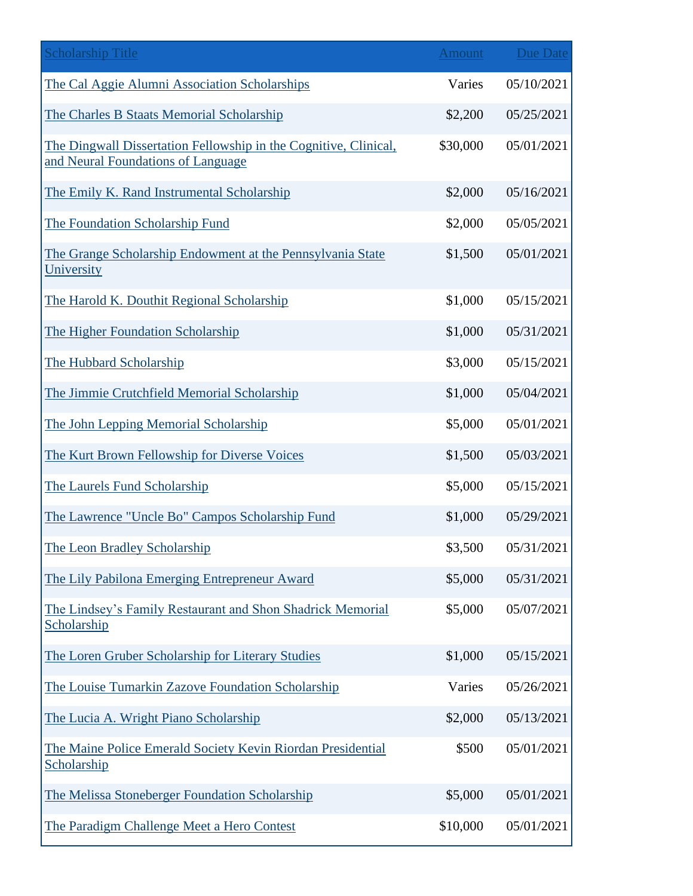| Scholarship Title | Amount | Due Date |
|---|---|---|
| The Cal Aggie Alumni Association Scholarships | Varies | 05/10/2021 |
| The Charles B Staats Memorial Scholarship | $2,200 | 05/25/2021 |
| The Dingwall Dissertation Fellowship in the Cognitive, Clinical, and Neural Foundations of Language | $30,000 | 05/01/2021 |
| The Emily K. Rand Instrumental Scholarship | $2,000 | 05/16/2021 |
| The Foundation Scholarship Fund | $2,000 | 05/05/2021 |
| The Grange Scholarship Endowment at the Pennsylvania State University | $1,500 | 05/01/2021 |
| The Harold K. Douthit Regional Scholarship | $1,000 | 05/15/2021 |
| The Higher Foundation Scholarship | $1,000 | 05/31/2021 |
| The Hubbard Scholarship | $3,000 | 05/15/2021 |
| The Jimmie Crutchfield Memorial Scholarship | $1,000 | 05/04/2021 |
| The John Lepping Memorial Scholarship | $5,000 | 05/01/2021 |
| The Kurt Brown Fellowship for Diverse Voices | $1,500 | 05/03/2021 |
| The Laurels Fund Scholarship | $5,000 | 05/15/2021 |
| The Lawrence "Uncle Bo" Campos Scholarship Fund | $1,000 | 05/29/2021 |
| The Leon Bradley Scholarship | $3,500 | 05/31/2021 |
| The Lily Pabilona Emerging Entrepreneur Award | $5,000 | 05/31/2021 |
| The Lindsey's Family Restaurant and Shon Shadrick Memorial Scholarship | $5,000 | 05/07/2021 |
| The Loren Gruber Scholarship for Literary Studies | $1,000 | 05/15/2021 |
| The Louise Tumarkin Zazove Foundation Scholarship | Varies | 05/26/2021 |
| The Lucia A. Wright Piano Scholarship | $2,000 | 05/13/2021 |
| The Maine Police Emerald Society Kevin Riordan Presidential Scholarship | $500 | 05/01/2021 |
| The Melissa Stoneberger Foundation Scholarship | $5,000 | 05/01/2021 |
| The Paradigm Challenge Meet a Hero Contest | $10,000 | 05/01/2021 |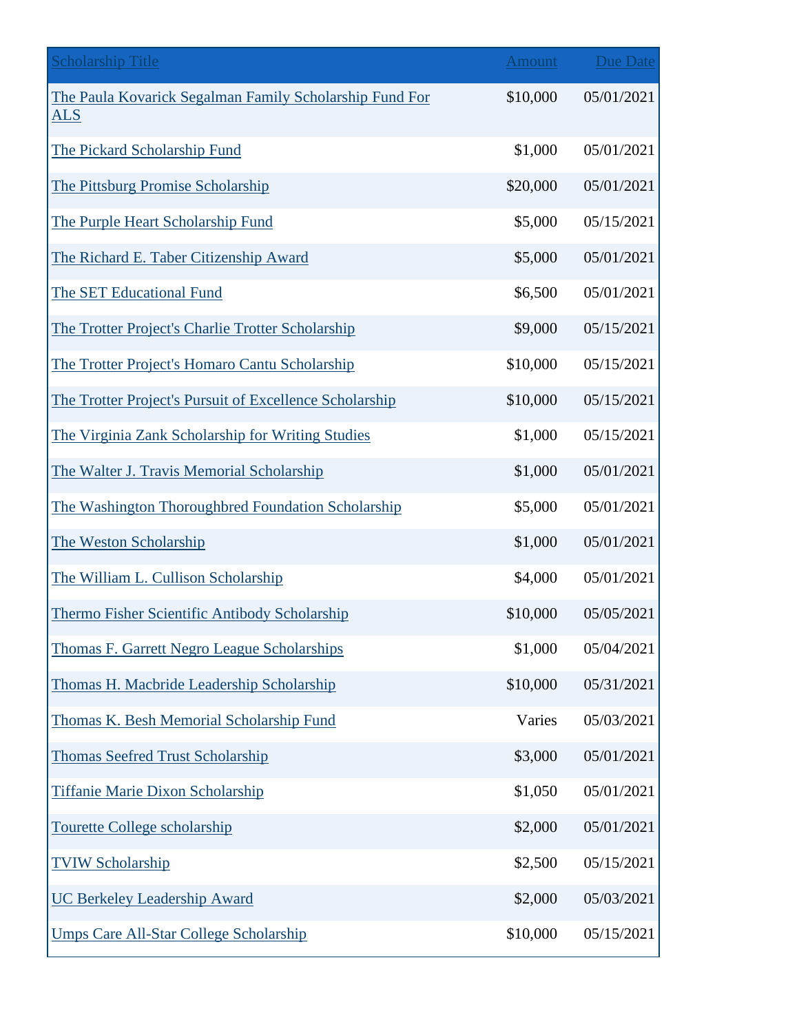| Scholarship Title | Amount | Due Date |
|---|---|---|
| The Paula Kovarick Segalman Family Scholarship Fund For ALS | $10,000 | 05/01/2021 |
| The Pickard Scholarship Fund | $1,000 | 05/01/2021 |
| The Pittsburg Promise Scholarship | $20,000 | 05/01/2021 |
| The Purple Heart Scholarship Fund | $5,000 | 05/15/2021 |
| The Richard E. Taber Citizenship Award | $5,000 | 05/01/2021 |
| The SET Educational Fund | $6,500 | 05/01/2021 |
| The Trotter Project's Charlie Trotter Scholarship | $9,000 | 05/15/2021 |
| The Trotter Project's Homaro Cantu Scholarship | $10,000 | 05/15/2021 |
| The Trotter Project's Pursuit of Excellence Scholarship | $10,000 | 05/15/2021 |
| The Virginia Zank Scholarship for Writing Studies | $1,000 | 05/15/2021 |
| The Walter J. Travis Memorial Scholarship | $1,000 | 05/01/2021 |
| The Washington Thoroughbred Foundation Scholarship | $5,000 | 05/01/2021 |
| The Weston Scholarship | $1,000 | 05/01/2021 |
| The William L. Cullison Scholarship | $4,000 | 05/01/2021 |
| Thermo Fisher Scientific Antibody Scholarship | $10,000 | 05/05/2021 |
| Thomas F. Garrett Negro League Scholarships | $1,000 | 05/04/2021 |
| Thomas H. Macbride Leadership Scholarship | $10,000 | 05/31/2021 |
| Thomas K. Besh Memorial Scholarship Fund | Varies | 05/03/2021 |
| Thomas Seefred Trust Scholarship | $3,000 | 05/01/2021 |
| Tiffanie Marie Dixon Scholarship | $1,050 | 05/01/2021 |
| Tourette College scholarship | $2,000 | 05/01/2021 |
| TVIW Scholarship | $2,500 | 05/15/2021 |
| UC Berkeley Leadership Award | $2,000 | 05/03/2021 |
| Umps Care All-Star College Scholarship | $10,000 | 05/15/2021 |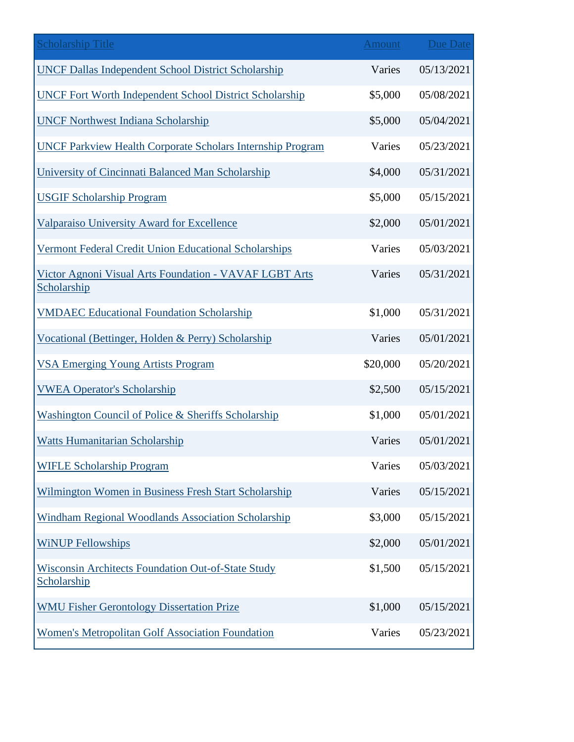| Scholarship Title | Amount | Due Date |
| --- | --- | --- |
| UNCF Dallas Independent School District Scholarship | Varies | 05/13/2021 |
| UNCF Fort Worth Independent School District Scholarship | $5,000 | 05/08/2021 |
| UNCF Northwest Indiana Scholarship | $5,000 | 05/04/2021 |
| UNCF Parkview Health Corporate Scholars Internship Program | Varies | 05/23/2021 |
| University of Cincinnati Balanced Man Scholarship | $4,000 | 05/31/2021 |
| USGIF Scholarship Program | $5,000 | 05/15/2021 |
| Valparaiso University Award for Excellence | $2,000 | 05/01/2021 |
| Vermont Federal Credit Union Educational Scholarships | Varies | 05/03/2021 |
| Victor Agnoni Visual Arts Foundation - VAVAF LGBT Arts Scholarship | Varies | 05/31/2021 |
| VMDAEC Educational Foundation Scholarship | $1,000 | 05/31/2021 |
| Vocational (Bettinger, Holden & Perry) Scholarship | Varies | 05/01/2021 |
| VSA Emerging Young Artists Program | $20,000 | 05/20/2021 |
| VWEA Operator's Scholarship | $2,500 | 05/15/2021 |
| Washington Council of Police & Sheriffs Scholarship | $1,000 | 05/01/2021 |
| Watts Humanitarian Scholarship | Varies | 05/01/2021 |
| WIFLE Scholarship Program | Varies | 05/03/2021 |
| Wilmington Women in Business Fresh Start Scholarship | Varies | 05/15/2021 |
| Windham Regional Woodlands Association Scholarship | $3,000 | 05/15/2021 |
| WiNUP Fellowships | $2,000 | 05/01/2021 |
| Wisconsin Architects Foundation Out-of-State Study Scholarship | $1,500 | 05/15/2021 |
| WMU Fisher Gerontology Dissertation Prize | $1,000 | 05/15/2021 |
| Women's Metropolitan Golf Association Foundation | Varies | 05/23/2021 |